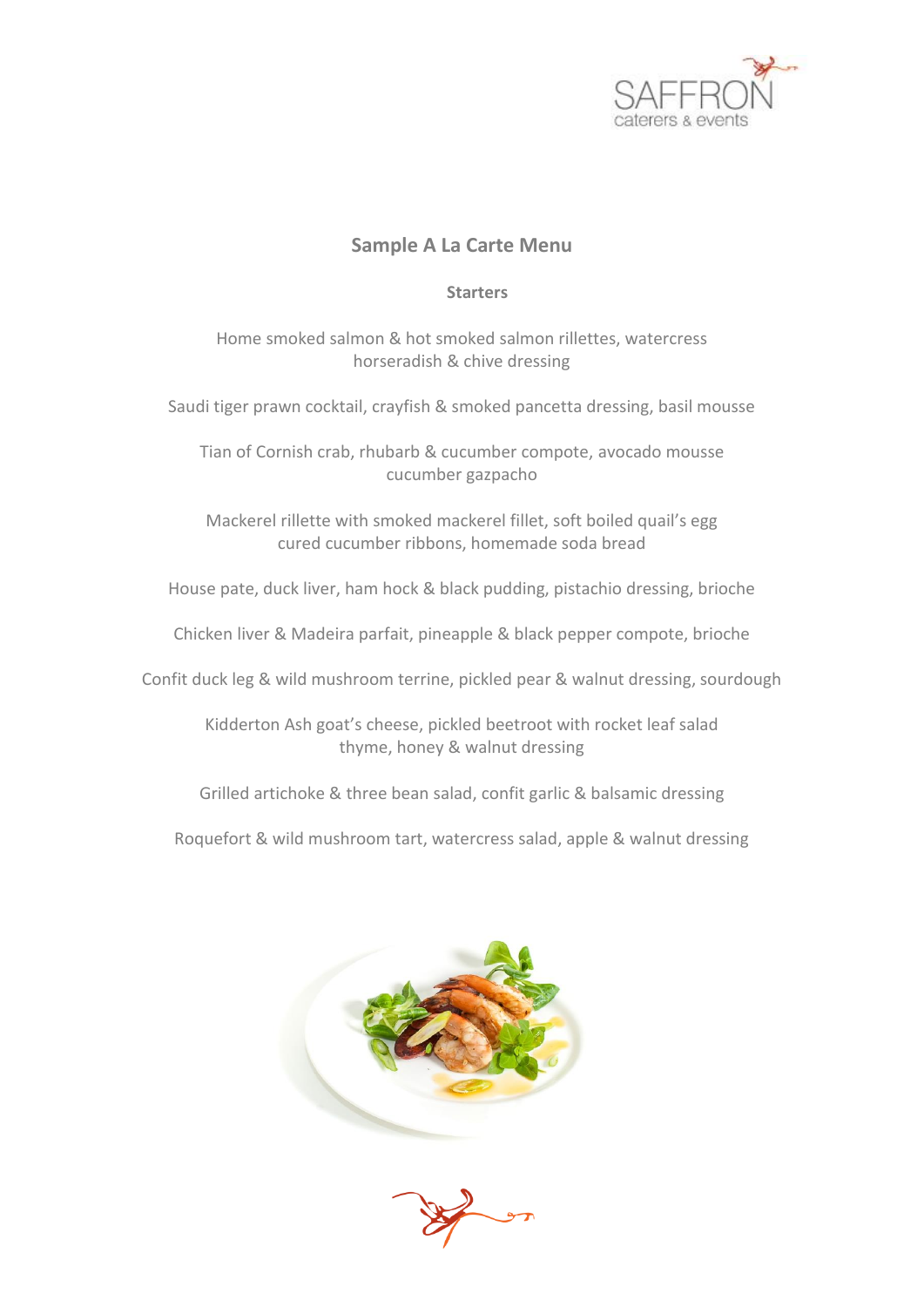# Sample A La Carte Menu

## Starters

Home smoked salmon & hot smoked salmon rillettes, watercress horseradish & chive dressing

Saudi tiger prawn cocktail, crayfish & smoked pancetta dressing, basil mousse

Tian of Cornish crab, rhubarb & cucumber compote, avocado mousse cucumber gazpacho

Mackerel rillette with smoked mackerel fillet, soft boiled quail's egg cured cucumber ribbons, homemade soda bread

House pate, duck liver, ham hock & black pudding, pistachio dressing, brioche

Chicken liver & Madeira parfait, pineapple & black pepper compote, brioche

Confit duck leg & wild mushroom terrine, pickled pear & walnut dressing, sourdough

Kidderton Ash goat's cheese, pickled beetroot with rocket leaf salad thyme, honey & walnut dressing

Grilled artichoke & three bean salad, confit garlic & balsamic dressing

Roquefort & wild mushroom tart, watercress salad, apple & walnut dressing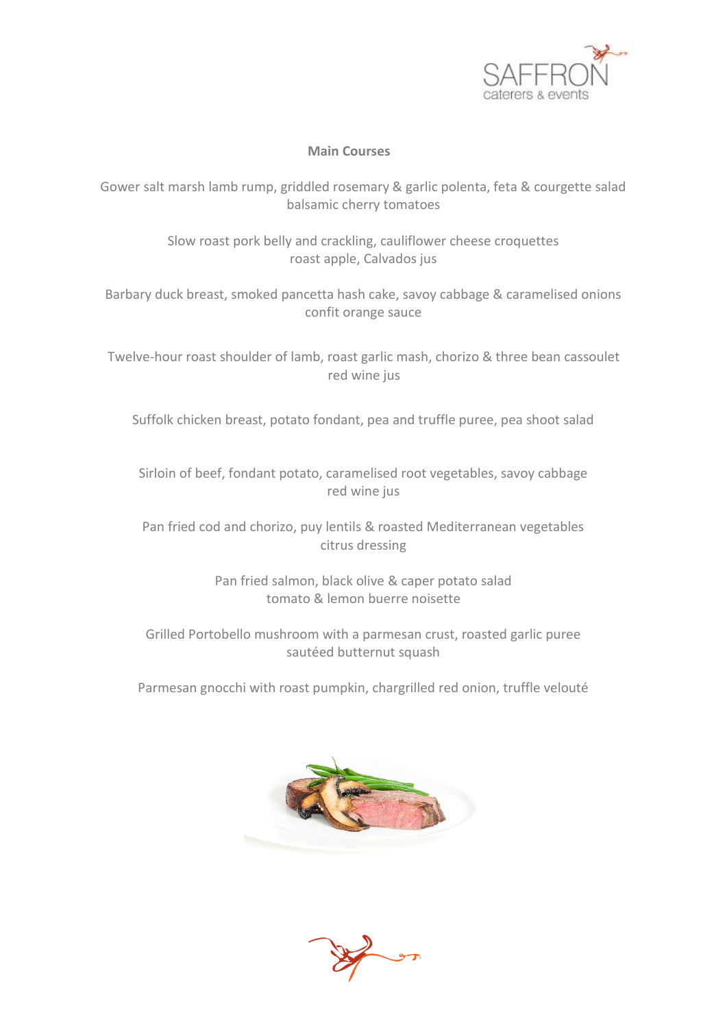## Main Courses

Gower salt marsh lamb rump, griddled rosemary & garlic polenta, feta & courgette salad
balsamic cherry tomatoes

Slow roast pork belly and crackling, cauliflower cheese croquettes
roast apple, Calvados jus

Barbary duck breast, smoked pancetta hash cake, savoy cabbage & caramelised onions
confit orange sauce

Twelve-hour roast shoulder of lamb, roast garlic mash, chorizo & three bean cassoulet
red wine jus

Suffolk chicken breast, potato fondant, pea and truffle puree, pea shoot salad

Sirloin of beef, fondant potato, caramelised root vegetables, savoy cabbage
red wine jus

Pan fried cod and chorizo, puy lentils & roasted Mediterranean vegetables
citrus dressing

Pan fried salmon, black olive & caper potato salad
tomato & lemon buerre noisette

Grilled Portobello mushroom with a parmesan crust, roasted garlic puree
sautéed butternut squash

Parmesan gnocchi with roast pumpkin, chargrilled red onion, truffle velouté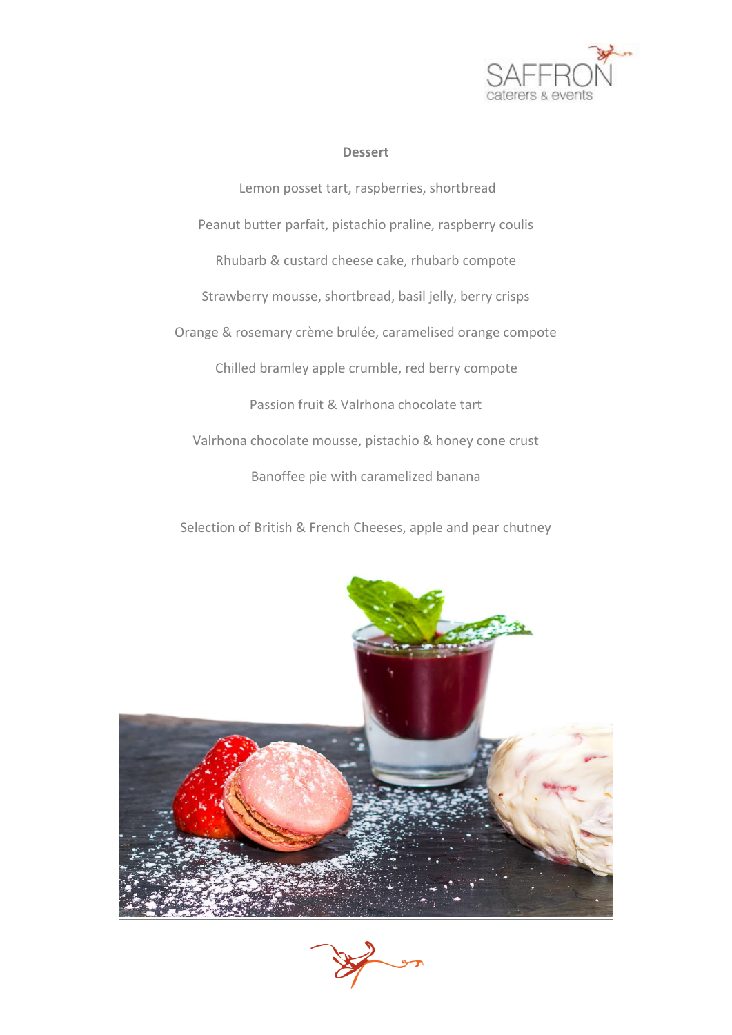## Dessert

Lemon posset tart, raspberries, shortbread

Peanut butter parfait, pistachio praline, raspberry coulis

Rhubarb & custard cheese cake, rhubarb compote

Strawberry mousse, shortbread, basil jelly, berry crisps

Orange & rosemary crème brulée, caramelised orange compote

Chilled bramley apple crumble, red berry compote

Passion fruit & Valrhona chocolate tart

Valrhona chocolate mousse, pistachio & honey cone crust

Banoffee pie with caramelized banana

Selection of British & French Cheeses, apple and pear chutney